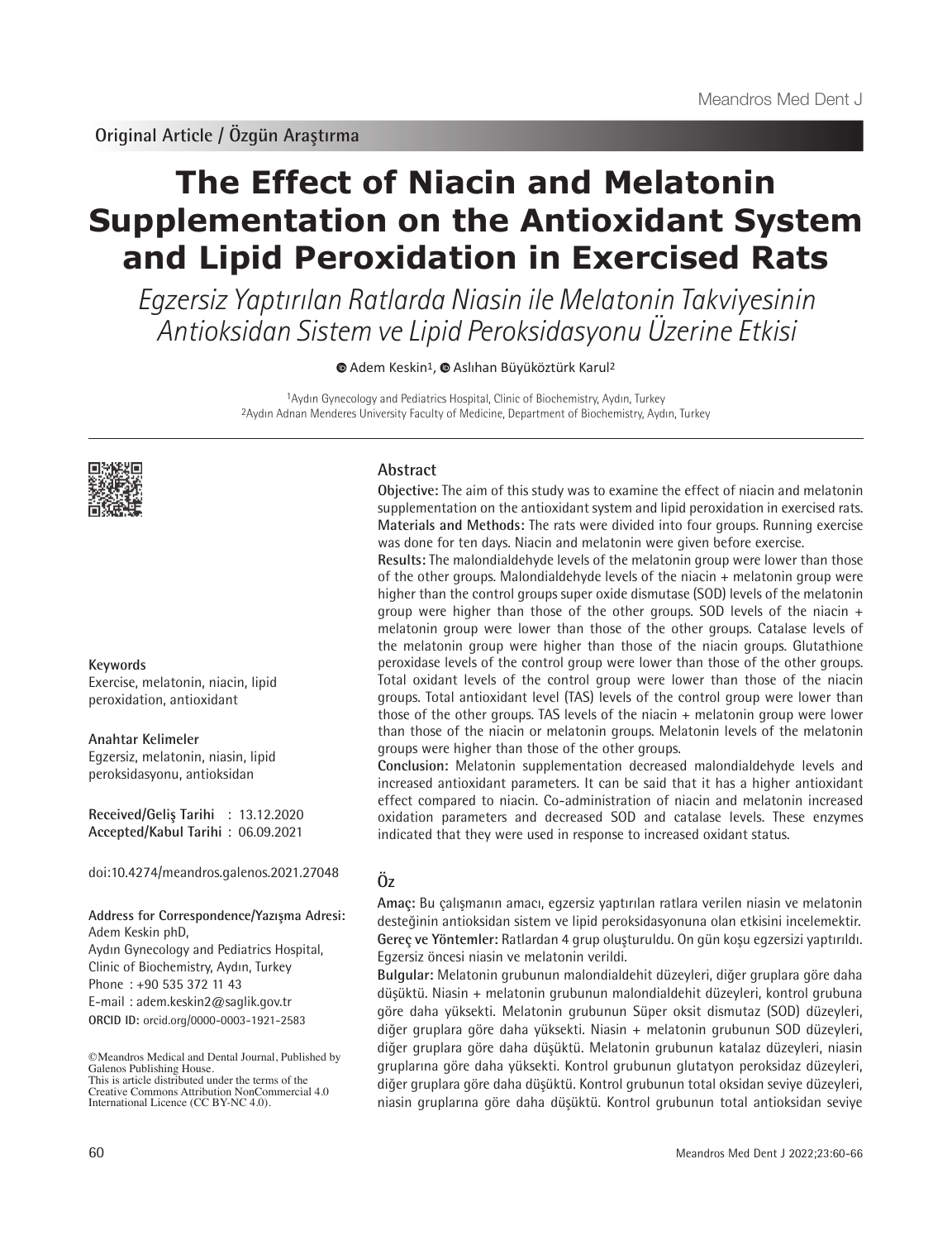Original Article / Özgün Araştırma

# The Effect of Niacin and Melatonin Supplementation on the Antioxidant System and Lipid Peroxidation in Exercised Rats

*Egzersiz Yaptırılan Ratlarda Niasin ile Melatonin Takviyesinin Antioksidan Sistem ve Lipid Peroksidasyonu Üzerine Etkisi*

Adem Keskin[1], Aslıhan Büyüköztürk Karul[2]

[1]Aydın Gynecology and Pediatrics Hospital, Clinic of Biochemistry, Aydın, Turkey
[2]Aydın Adnan Menderes University Faculty of Medicine, Department of Biochemistry, Aydın, Turkey

## Abstract

**Objective:** The aim of this study was to examine the effect of niacin and melatonin supplementation on the antioxidant system and lipid peroxidation in exercised rats.
**Materials and Methods:** The rats were divided into four groups. Running exercise was done for ten days. Niacin and melatonin were given before exercise.
**Results:** The malondialdehyde levels of the melatonin group were lower than those of the other groups. Malondialdehyde levels of the niacin + melatonin group were higher than the control groups super oxide dismutase (SOD) levels of the melatonin group were higher than those of the other groups. SOD levels of the niacin + melatonin group were lower than those of the other groups. Catalase levels of the melatonin group were higher than those of the niacin groups. Glutathione peroxidase levels of the control group were lower than those of the other groups. Total oxidant levels of the control group were lower than those of the niacin groups. Total antioxidant level (TAS) levels of the control group were lower than those of the other groups. TAS levels of the niacin + melatonin group were lower than those of the niacin or melatonin groups. Melatonin levels of the melatonin groups were higher than those of the other groups.
**Conclusion:** Melatonin supplementation decreased malondialdehyde levels and increased antioxidant parameters. It can be said that it has a higher antioxidant effect compared to niacin. Co-administration of niacin and melatonin increased oxidation parameters and decreased SOD and catalase levels. These enzymes indicated that they were used in response to increased oxidant status.

**Keywords**
Exercise, melatonin, niacin, lipid peroxidation, antioxidant

**Anahtar Kelimeler**
Egzersiz, melatonin, niasin, lipid peroksidasyonu, antioksidan

**Received/Geliş Tarihi** : 13.12.2020
**Accepted/Kabul Tarihi** : 06.09.2021

doi:10.4274/meandros.galenos.2021.27048

**Address for Correspondence/Yazışma Adresi:**
Adem Keskin phD,
Aydın Gynecology and Pediatrics Hospital,
Clinic of Biochemistry, Aydın, Turkey
Phone : +90 535 372 11 43
E-mail : adem.keskin2@saglik.gov.tr
**ORCID ID:** orcid.org/0000-0003-1921-2583

©Meandros Medical and Dental Journal, Published by Galenos Publishing House.
This is article distributed under the terms of the Creative Commons Attribution NonCommercial 4.0 International Licence (CC BY-NC 4.0).

## Öz

**Amaç:** Bu çalışmanın amacı, egzersiz yaptırılan ratlara verilen niasin ve melatonin desteğinin antioksidan sistem ve lipid peroksidasyonuna olan etkisini incelemektir.
**Gereç ve Yöntemler:** Ratlardan 4 grup oluşturuldu. On gün koşu egzersizi yaptırıldı. Egzersiz öncesi niasin ve melatonin verildi.
**Bulgular:** Melatonin grubunun malondialdehit düzeyleri, diğer gruplara göre daha düşüktü. Niasin + melatonin grubunun malondialdehit düzeyleri, kontrol grubuna göre daha yüksekti. Melatonin grubunun Süper oksit dismutaz (SOD) düzeyleri, diğer gruplara göre daha yüksekti. Niasin + melatonin grubunun SOD düzeyleri, diğer gruplara göre daha düşüktü. Melatonin grubunun katalaz düzeyleri, niasin gruplarına göre daha yüksekti. Kontrol grubunun glutatyon peroksidaz düzeyleri, diğer gruplara göre daha düşüktü. Kontrol grubunun total oksidan seviye düzeyleri, niasin gruplarına göre daha düşüktü. Kontrol grubunun total antioksidan seviye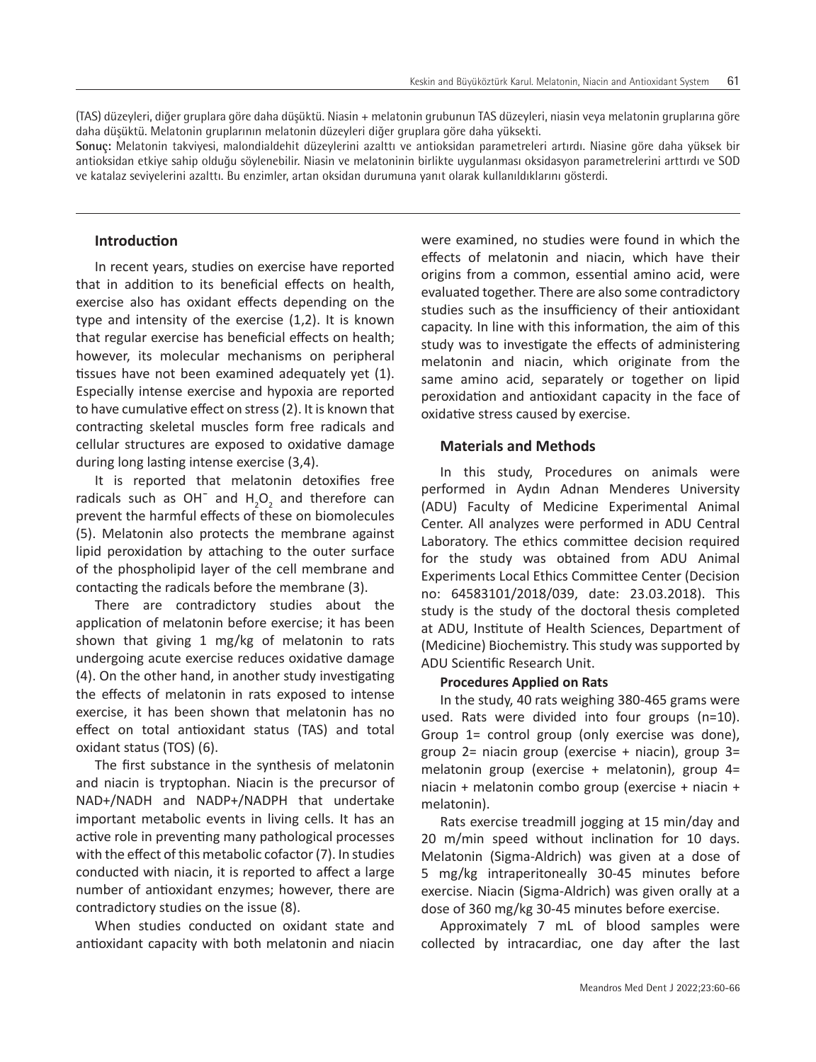(TAS) düzeyleri, diğer gruplara göre daha düşüktü. Niasin + melatonin grubunun TAS düzeyleri, niasin veya melatonin gruplarına göre daha düşüktü. Melatonin gruplarının melatonin düzeyleri diğer gruplara göre daha yüksekti.

**Sonuç:** Melatonin takviyesi, malondialdehit düzeylerini azalttı ve antioksidan parametreleri artırdı. Niasine göre daha yüksek bir antioksidan etkiye sahip olduğu söylenebilir. Niasin ve melatoninin birlikte uygulanması oksidasyon parametrelerini arttırdı ve SOD ve katalaz seviyelerini azalttı. Bu enzimler, artan oksidan durumuna yanıt olarak kullanıldıklarını gösterdi.

## Introduction

In recent years, studies on exercise have reported that in addition to its beneficial effects on health, exercise also has oxidant effects depending on the type and intensity of the exercise (1,2). It is known that regular exercise has beneficial effects on health; however, its molecular mechanisms on peripheral tissues have not been examined adequately yet (1). Especially intense exercise and hypoxia are reported to have cumulative effect on stress (2). It is known that contracting skeletal muscles form free radicals and cellular structures are exposed to oxidative damage during long lasting intense exercise (3,4).

It is reported that melatonin detoxifies free radicals such as $OH^-$ and $H_2O_2$ and therefore can prevent the harmful effects of these on biomolecules (5). Melatonin also protects the membrane against lipid peroxidation by attaching to the outer surface of the phospholipid layer of the cell membrane and contacting the radicals before the membrane (3).

There are contradictory studies about the application of melatonin before exercise; it has been shown that giving 1 mg/kg of melatonin to rats undergoing acute exercise reduces oxidative damage (4). On the other hand, in another study investigating the effects of melatonin in rats exposed to intense exercise, it has been shown that melatonin has no effect on total antioxidant status (TAS) and total oxidant status (TOS) (6).

The first substance in the synthesis of melatonin and niacin is tryptophan. Niacin is the precursor of NAD+/NADH and NADP+/NADPH that undertake important metabolic events in living cells. It has an active role in preventing many pathological processes with the effect of this metabolic cofactor (7). In studies conducted with niacin, it is reported to affect a large number of antioxidant enzymes; however, there are contradictory studies on the issue (8).

When studies conducted on oxidant state and antioxidant capacity with both melatonin and niacin were examined, no studies were found in which the effects of melatonin and niacin, which have their origins from a common, essential amino acid, were evaluated together. There are also some contradictory studies such as the insufficiency of their antioxidant capacity. In line with this information, the aim of this study was to investigate the effects of administering melatonin and niacin, which originate from the same amino acid, separately or together on lipid peroxidation and antioxidant capacity in the face of oxidative stress caused by exercise.

## Materials and Methods

In this study, Procedures on animals were performed in Aydın Adnan Menderes University (ADU) Faculty of Medicine Experimental Animal Center. All analyzes were performed in ADU Central Laboratory. The ethics committee decision required for the study was obtained from ADU Animal Experiments Local Ethics Committee Center (Decision no: 64583101/2018/039, date: 23.03.2018). This study is the study of the doctoral thesis completed at ADU, Institute of Health Sciences, Department of (Medicine) Biochemistry. This study was supported by ADU Scientific Research Unit.

### Procedures Applied on Rats

In the study, 40 rats weighing 380-465 grams were used. Rats were divided into four groups (n=10). Group 1= control group (only exercise was done), group 2= niacin group (exercise + niacin), group 3= melatonin group (exercise + melatonin), group 4= niacin + melatonin combo group (exercise + niacin + melatonin).

Rats exercise treadmill jogging at 15 min/day and 20 m/min speed without inclination for 10 days. Melatonin (Sigma-Aldrich) was given at a dose of 5 mg/kg intraperitoneally 30-45 minutes before exercise. Niacin (Sigma-Aldrich) was given orally at a dose of 360 mg/kg 30-45 minutes before exercise.

Approximately 7 mL of blood samples were collected by intracardiac, one day after the last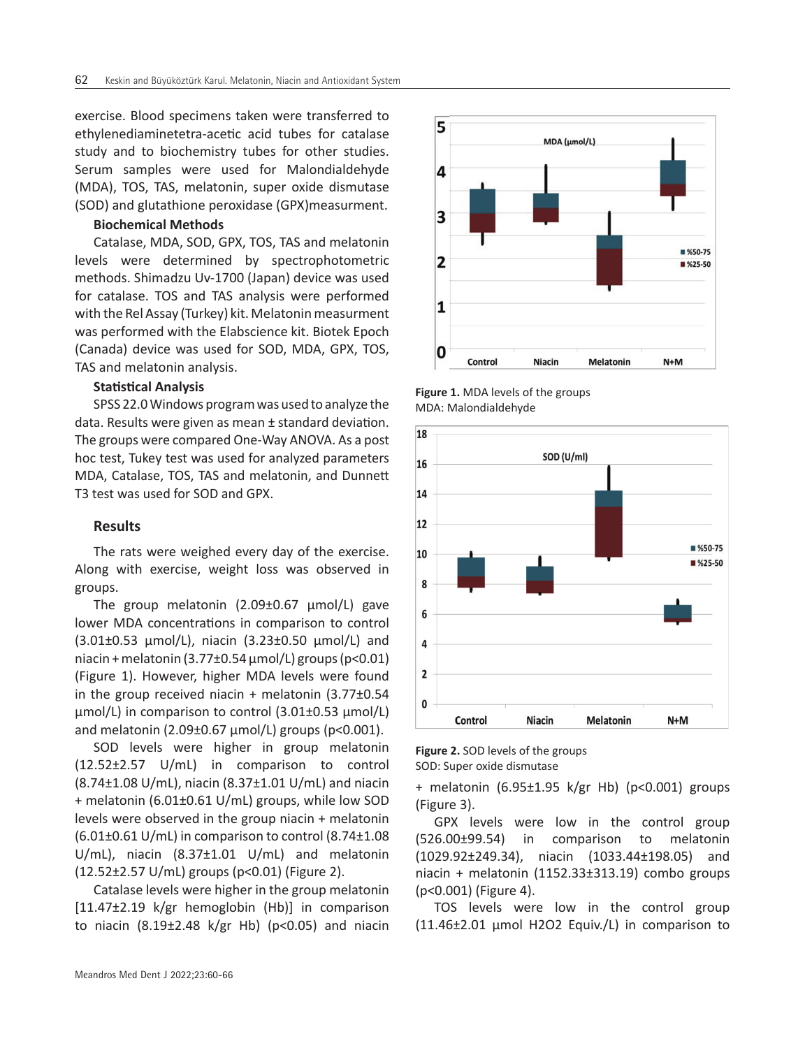exercise. Blood specimens taken were transferred to ethylenediaminetetra-acetic acid tubes for catalase study and to biochemistry tubes for other studies. Serum samples were used for Malondialdehyde (MDA), TOS, TAS, melatonin, super oxide dismutase (SOD) and glutathione peroxidase (GPX)measurment.

### Biochemical Methods

Catalase, MDA, SOD, GPX, TOS, TAS and melatonin levels were determined by spectrophotometric methods. Shimadzu Uv-1700 (Japan) device was used for catalase. TOS and TAS analysis were performed with the Rel Assay (Turkey) kit. Melatonin measurment was performed with the Elabscience kit. Biotek Epoch (Canada) device was used for SOD, MDA, GPX, TOS, TAS and melatonin analysis.

### Statistical Analysis

SPSS 22.0 Windows program was used to analyze the data. Results were given as mean ± standard deviation. The groups were compared One-Way ANOVA. As a post hoc test, Tukey test was used for analyzed parameters MDA, Catalase, TOS, TAS and melatonin, and Dunnett T3 test was used for SOD and GPX.

## Results

The rats were weighed every day of the exercise. Along with exercise, weight loss was observed in groups.

The group melatonin (2.09±0.67 μmol/L) gave lower MDA concentrations in comparison to control (3.01±0.53 μmol/L), niacin (3.23±0.50 μmol/L) and niacin + melatonin (3.77±0.54 μmol/L) groups ($p<0.01$) (Figure 1). However, higher MDA levels were found in the group received niacin + melatonin (3.77±0.54 μmol/L) in comparison to control (3.01±0.53 μmol/L) and melatonin (2.09±0.67 μmol/L) groups ($p<0.001$).

SOD levels were higher in group melatonin (12.52±2.57 U/mL) in comparison to control (8.74±1.08 U/mL), niacin (8.37±1.01 U/mL) and niacin + melatonin (6.01±0.61 U/mL) groups, while low SOD levels were observed in the group niacin + melatonin (6.01±0.61 U/mL) in comparison to control (8.74±1.08 U/mL), niacin (8.37±1.01 U/mL) and melatonin (12.52±2.57 U/mL) groups ($p<0.01$) (Figure 2).

Catalase levels were higher in the group melatonin [11.47±2.19 k/gr hemoglobin (Hb)] in comparison to niacin (8.19±2.48 k/gr Hb) ($p<0.05$) and niacin + melatonin (6.95±1.95 k/gr Hb) ($p<0.001$) groups (Figure 3).

GPX levels were low in the control group (526.00±99.54) in comparison to melatonin (1029.92±249.34), niacin (1033.44±198.05) and niacin + melatonin (1152.33±313.19) combo groups ($p<0.001$) (Figure 4).

TOS levels were low in the control group (11.46±2.01 μmol $H_2O_2$ Equiv./L) in comparison to

MDA (μmol/L)

5
4
3
2
1
0

Control Niacin Melatonin N+M

%50-75
%25-50

**Figure 1.** MDA levels of the groups
MDA: Malondialdehyde

SOD (U/ml)

18
16
14
12
10
8
6
4
2
0

Control Niacin Melatonin N+M

%50-75
%25-50

**Figure 2.** SOD levels of the groups
SOD: Super oxide dismutase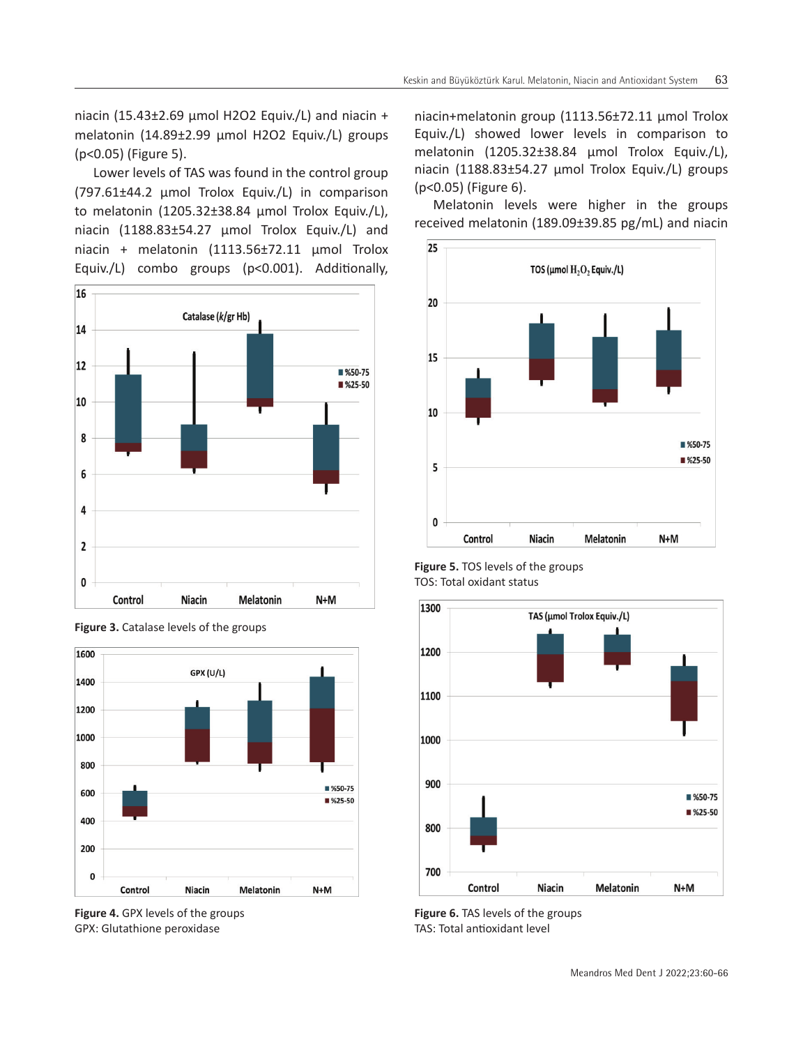niacin (15.43±2.69 µmol H2O2 Equiv./L) and niacin + melatonin (14.89±2.99 µmol H2O2 Equiv./L) groups ($p<0.05$) (Figure 5).

Lower levels of TAS was found in the control group (797.61±44.2 µmol Trolox Equiv./L) in comparison to melatonin (1205.32±38.84 µmol Trolox Equiv./L), niacin (1188.83±54.27 µmol Trolox Equiv./L) and niacin + melatonin (1113.56±72.11 µmol Trolox Equiv./L) combo groups ($p<0.001$). Additionally, niacin+melatonin group (1113.56±72.11 µmol Trolox Equiv./L) showed lower levels in comparison to melatonin (1205.32±38.84 µmol Trolox Equiv./L), niacin (1188.83±54.27 µmol Trolox Equiv./L) groups ($p<0.05$) (Figure 6).

Melatonin levels were higher in the groups received melatonin (189.09±39.85 pg/mL) and niacin

Catalase (k/gr Hb)

16
14
12
10
8
6
4
2
0

Control
Niacin
Melatonin
N+M

%50-75
%25-50

**Figure 3.** Catalase levels of the groups

GPX (U/L)

1600
1400
1200
1000
800
600
400
200
0

Control
Niacin
Melatonin
N+M

%50-75
%25-50

**Figure 4.** GPX levels of the groups
GPX: Glutathione peroxidase

TOS (µmol $H_2O_2$ Equiv./L)

25
20
15
10
5
0

Control
Niacin
Melatonin
N+M

%50-75
%25-50

**Figure 5.** TOS levels of the groups
TOS: Total oxidant status

TAS (µmol Trolox Equiv./L)

1300
1200
1100
1000
900
800
700

Control
Niacin
Melatonin
N+M

%50-75
%25-50

**Figure 6.** TAS levels of the groups
TAS: Total antioxidant level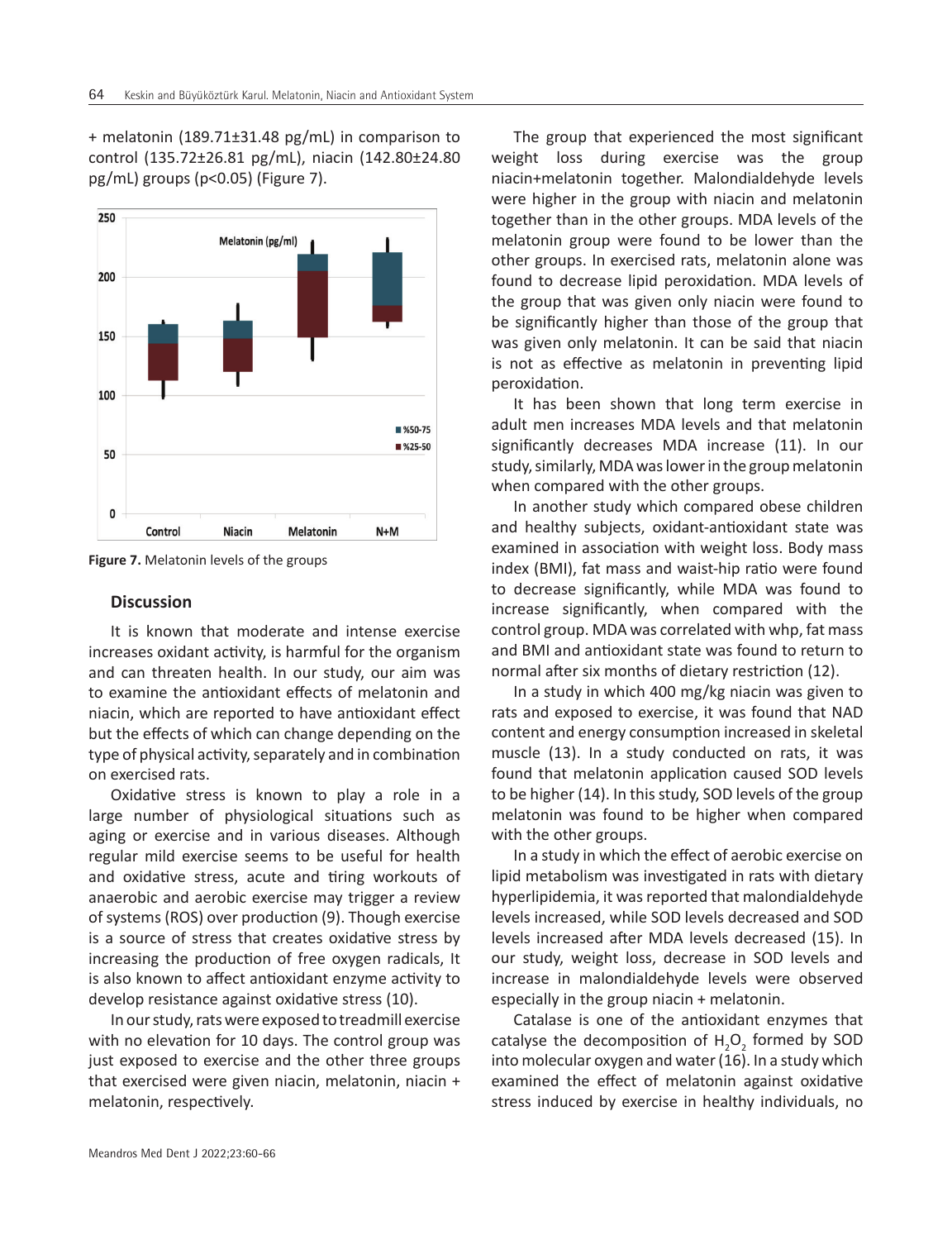+ melatonin (189.71±31.48 pg/mL) in comparison to control (135.72±26.81 pg/mL), niacin (142.80±24.80 pg/mL) groups ($p<0.05$) (Figure 7).

Melatonin (pg/ml)

250
200
150
100
50
0

Control
Niacin
Melatonin
N+M

%50-75
%25-50

**Figure 7.** Melatonin levels of the groups

## Discussion

It is known that moderate and intense exercise increases oxidant activity, is harmful for the organism and can threaten health. In our study, our aim was to examine the antioxidant effects of melatonin and niacin, which are reported to have antioxidant effect but the effects of which can change depending on the type of physical activity, separately and in combination on exercised rats.

Oxidative stress is known to play a role in a large number of physiological situations such as aging or exercise and in various diseases. Although regular mild exercise seems to be useful for health and oxidative stress, acute and tiring workouts of anaerobic and aerobic exercise may trigger a review of systems (ROS) over production (9). Though exercise is a source of stress that creates oxidative stress by increasing the production of free oxygen radicals, It is also known to affect antioxidant enzyme activity to develop resistance against oxidative stress (10).

In our study, rats were exposed to treadmill exercise with no elevation for 10 days. The control group was just exposed to exercise and the other three groups that exercised were given niacin, melatonin, niacin + melatonin, respectively.

The group that experienced the most significant weight loss during exercise was the group niacin+melatonin together. Malondialdehyde levels were higher in the group with niacin and melatonin together than in the other groups. MDA levels of the melatonin group were found to be lower than the other groups. In exercised rats, melatonin alone was found to decrease lipid peroxidation. MDA levels of the group that was given only niacin were found to be significantly higher than those of the group that was given only melatonin. It can be said that niacin is not as effective as melatonin in preventing lipid peroxidation.

It has been shown that long term exercise in adult men increases MDA levels and that melatonin significantly decreases MDA increase (11). In our study, similarly, MDA was lower in the group melatonin when compared with the other groups.

In another study which compared obese children and healthy subjects, oxidant-antioxidant state was examined in association with weight loss. Body mass index (BMI), fat mass and waist-hip ratio were found to decrease significantly, while MDA was found to increase significantly, when compared with the control group. MDA was correlated with whp, fat mass and BMI and antioxidant state was found to return to normal after six months of dietary restriction (12).

In a study in which 400 mg/kg niacin was given to rats and exposed to exercise, it was found that NAD content and energy consumption increased in skeletal muscle (13). In a study conducted on rats, it was found that melatonin application caused SOD levels to be higher (14). In this study, SOD levels of the group melatonin was found to be higher when compared with the other groups.

In a study in which the effect of aerobic exercise on lipid metabolism was investigated in rats with dietary hyperlipidemia, it was reported that malondialdehyde levels increased, while SOD levels decreased and SOD levels increased after MDA levels decreased (15). In our study, weight loss, decrease in SOD levels and increase in malondialdehyde levels were observed especially in the group niacin + melatonin.

Catalase is one of the antioxidant enzymes that catalyse the decomposition of $H_2O_2$ formed by SOD into molecular oxygen and water (16). In a study which examined the effect of melatonin against oxidative stress induced by exercise in healthy individuals, no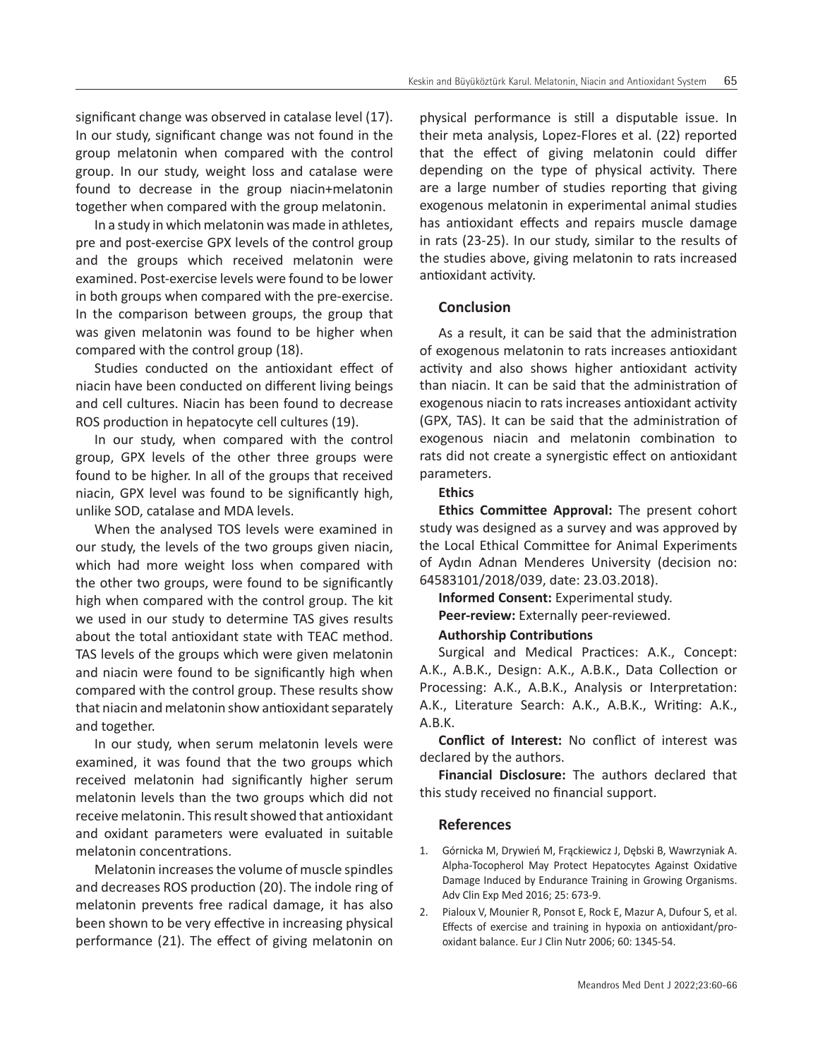significant change was observed in catalase level (17). In our study, significant change was not found in the group melatonin when compared with the control group. In our study, weight loss and catalase were found to decrease in the group niacin+melatonin together when compared with the group melatonin.

In a study in which melatonin was made in athletes, pre and post-exercise GPX levels of the control group and the groups which received melatonin were examined. Post-exercise levels were found to be lower in both groups when compared with the pre-exercise. In the comparison between groups, the group that was given melatonin was found to be higher when compared with the control group (18).

Studies conducted on the antioxidant effect of niacin have been conducted on different living beings and cell cultures. Niacin has been found to decrease ROS production in hepatocyte cell cultures (19).

In our study, when compared with the control group, GPX levels of the other three groups were found to be higher. In all of the groups that received niacin, GPX level was found to be significantly high, unlike SOD, catalase and MDA levels.

When the analysed TOS levels were examined in our study, the levels of the two groups given niacin, which had more weight loss when compared with the other two groups, were found to be significantly high when compared with the control group. The kit we used in our study to determine TAS gives results about the total antioxidant state with TEAC method. TAS levels of the groups which were given melatonin and niacin were found to be significantly high when compared with the control group. These results show that niacin and melatonin show antioxidant separately and together.

In our study, when serum melatonin levels were examined, it was found that the two groups which received melatonin had significantly higher serum melatonin levels than the two groups which did not receive melatonin. This result showed that antioxidant and oxidant parameters were evaluated in suitable melatonin concentrations.

Melatonin increases the volume of muscle spindles and decreases ROS production (20). The indole ring of melatonin prevents free radical damage, it has also been shown to be very effective in increasing physical performance (21). The effect of giving melatonin on physical performance is still a disputable issue. In their meta analysis, Lopez-Flores et al. (22) reported that the effect of giving melatonin could differ depending on the type of physical activity. There are a large number of studies reporting that giving exogenous melatonin in experimental animal studies has antioxidant effects and repairs muscle damage in rats (23-25). In our study, similar to the results of the studies above, giving melatonin to rats increased antioxidant activity.

## Conclusion

As a result, it can be said that the administration of exogenous melatonin to rats increases antioxidant activity and also shows higher antioxidant activity than niacin. It can be said that the administration of exogenous niacin to rats increases antioxidant activity (GPX, TAS). It can be said that the administration of exogenous niacin and melatonin combination to rats did not create a synergistic effect on antioxidant parameters.

**Ethics**

**Ethics Committee Approval:** The present cohort study was designed as a survey and was approved by the Local Ethical Committee for Animal Experiments of Aydın Adnan Menderes University (decision no: 64583101/2018/039, date: 23.03.2018).

**Informed Consent:** Experimental study.

**Peer-review:** Externally peer-reviewed.

**Authorship Contributions**

Surgical and Medical Practices: A.K., Concept: A.K., A.B.K., Design: A.K., A.B.K., Data Collection or Processing: A.K., A.B.K., Analysis or Interpretation: A.K., Literature Search: A.K., A.B.K., Writing: A.K., A.B.K.

**Conflict of Interest:** No conflict of interest was declared by the authors.

**Financial Disclosure:** The authors declared that this study received no financial support.

## References

1. Górnicka M, Drywień M, Frąckiewicz J, Dębski B, Wawrzyniak A. Alpha-Tocopherol May Protect Hepatocytes Against Oxidative Damage Induced by Endurance Training in Growing Organisms. Adv Clin Exp Med 2016; 25: 673-9.
2. Pialoux V, Mounier R, Ponsot E, Rock E, Mazur A, Dufour S, et al. Effects of exercise and training in hypoxia on antioxidant/pro-oxidant balance. Eur J Clin Nutr 2006; 60: 1345-54.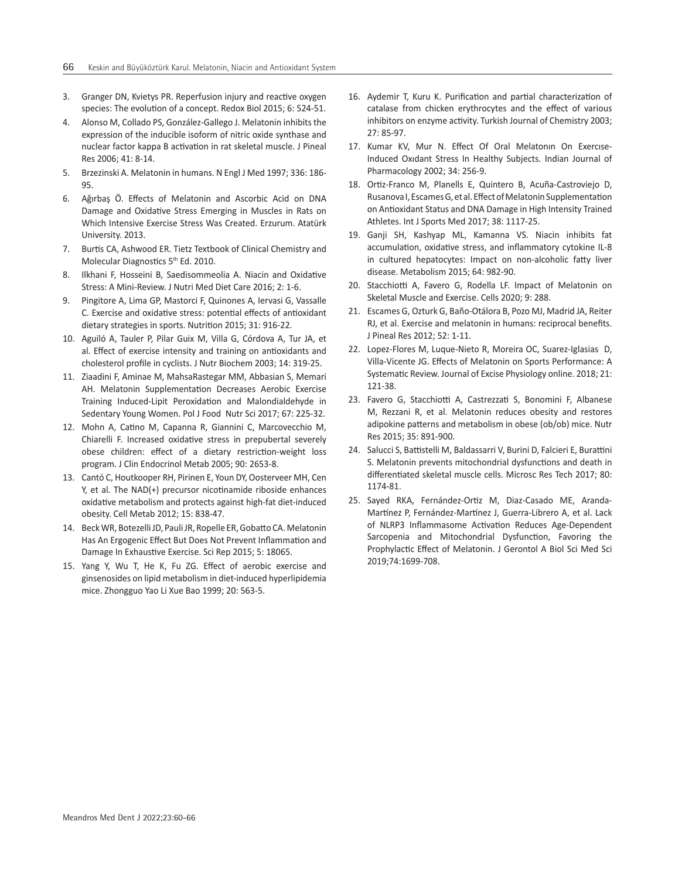3. Granger DN, Kvietys PR. Reperfusion injury and reactive oxygen species: The evolution of a concept. Redox Biol 2015; 6: 524-51.
4. Alonso M, Collado PS, González-Gallego J. Melatonin inhibits the expression of the inducible isoform of nitric oxide synthase and nuclear factor kappa B activation in rat skeletal muscle. J Pineal Res 2006; 41: 8-14.
5. Brzezinski A. Melatonin in humans. N Engl J Med 1997; 336: 186-95.
6. Ağırbaş Ö. Effects of Melatonin and Ascorbic Acid on DNA Damage and Oxidative Stress Emerging in Muscles in Rats on Which Intensive Exercise Stress Was Created. Erzurum. Atatürk University. 2013.
7. Burtis CA, Ashwood ER. Tietz Textbook of Clinical Chemistry and Molecular Diagnostics 5th Ed. 2010.
8. Ilkhani F, Hosseini B, Saedisommeolia A. Niacin and Oxidative Stress: A Mini-Review. J Nutri Med Diet Care 2016; 2: 1-6.
9. Pingitore A, Lima GP, Mastorci F, Quinones A, Iervasi G, Vassalle C. Exercise and oxidative stress: potential effects of antioxidant dietary strategies in sports. Nutrition 2015; 31: 916-22.
10. Aguiló A, Tauler P, Pilar Guix M, Villa G, Córdova A, Tur JA, et al. Effect of exercise intensity and training on antioxidants and cholesterol profile in cyclists. J Nutr Biochem 2003; 14: 319-25.
11. Ziaadini F, Aminae M, MahsaRastegar MM, Abbasian S, Memari AH. Melatonin Supplementation Decreases Aerobic Exercise Training Induced-Lipit Peroxidation and Malondialdehyde in Sedentary Young Women. Pol J Food Nutr Sci 2017; 67: 225-32.
12. Mohn A, Catino M, Capanna R, Giannini C, Marcovecchio M, Chiarelli F. Increased oxidative stress in prepubertal severely obese children: effect of a dietary restriction-weight loss program. J Clin Endocrinol Metab 2005; 90: 2653-8.
13. Cantó C, Houtkooper RH, Pirinen E, Youn DY, Oosterveer MH, Cen Y, et al. The NAD(+) precursor nicotinamide riboside enhances oxidative metabolism and protects against high-fat diet-induced obesity. Cell Metab 2012; 15: 838-47.
14. Beck WR, Botezelli JD, Pauli JR, Ropelle ER, Gobatto CA. Melatonin Has An Ergogenic Effect But Does Not Prevent Inflammation and Damage In Exhaustive Exercise. Sci Rep 2015; 5: 18065.
15. Yang Y, Wu T, He K, Fu ZG. Effect of aerobic exercise and ginsenosides on lipid metabolism in diet-induced hyperlipidemia mice. Zhongguo Yao Li Xue Bao 1999; 20: 563-5.
16. Aydemir T, Kuru K. Purification and partial characterization of catalase from chicken erythrocytes and the effect of various inhibitors on enzyme activity. Turkish Journal of Chemistry 2003; 27: 85-97.
17. Kumar KV, Mur N. Effect Of Oral Melatonın On Exercıse-Induced Oxıdant Stress In Healthy Subjects. Indian Journal of Pharmacology 2002; 34: 256-9.
18. Ortiz-Franco M, Planells E, Quintero B, Acuña-Castroviejo D, Rusanova I, Escames G, et al. Effect of Melatonin Supplementation on Antioxidant Status and DNA Damage in High Intensity Trained Athletes. Int J Sports Med 2017; 38: 1117-25.
19. Ganji SH, Kashyap ML, Kamanna VS. Niacin inhibits fat accumulation, oxidative stress, and inflammatory cytokine IL-8 in cultured hepatocytes: Impact on non-alcoholic fatty liver disease. Metabolism 2015; 64: 982-90.
20. Stacchiotti A, Favero G, Rodella LF. Impact of Melatonin on Skeletal Muscle and Exercise. Cells 2020; 9: 288.
21. Escames G, Ozturk G, Baño-Otálora B, Pozo MJ, Madrid JA, Reiter RJ, et al. Exercise and melatonin in humans: reciprocal benefits. J Pineal Res 2012; 52: 1-11.
22. Lopez-Flores M, Luque-Nieto R, Moreira OC, Suarez-Iglasias D, Villa-Vicente JG. Effects of Melatonin on Sports Performance: A Systematic Review. Journal of Excise Physiology online. 2018; 21: 121-38.
23. Favero G, Stacchiotti A, Castrezzati S, Bonomini F, Albanese M, Rezzani R, et al. Melatonin reduces obesity and restores adipokine patterns and metabolism in obese (ob/ob) mice. Nutr Res 2015; 35: 891-900.
24. Salucci S, Battistelli M, Baldassarri V, Burini D, Falcieri E, Burattini S. Melatonin prevents mitochondrial dysfunctions and death in differentiated skeletal muscle cells. Microsc Res Tech 2017; 80: 1174-81.
25. Sayed RKA, Fernández-Ortiz M, Diaz-Casado ME, Aranda-Martínez P, Fernández-Martínez J, Guerra-Librero A, et al. Lack of NLRP3 Inflammasome Activation Reduces Age-Dependent Sarcopenia and Mitochondrial Dysfunction, Favoring the Prophylactic Effect of Melatonin. J Gerontol A Biol Sci Med Sci 2019;74:1699-708.